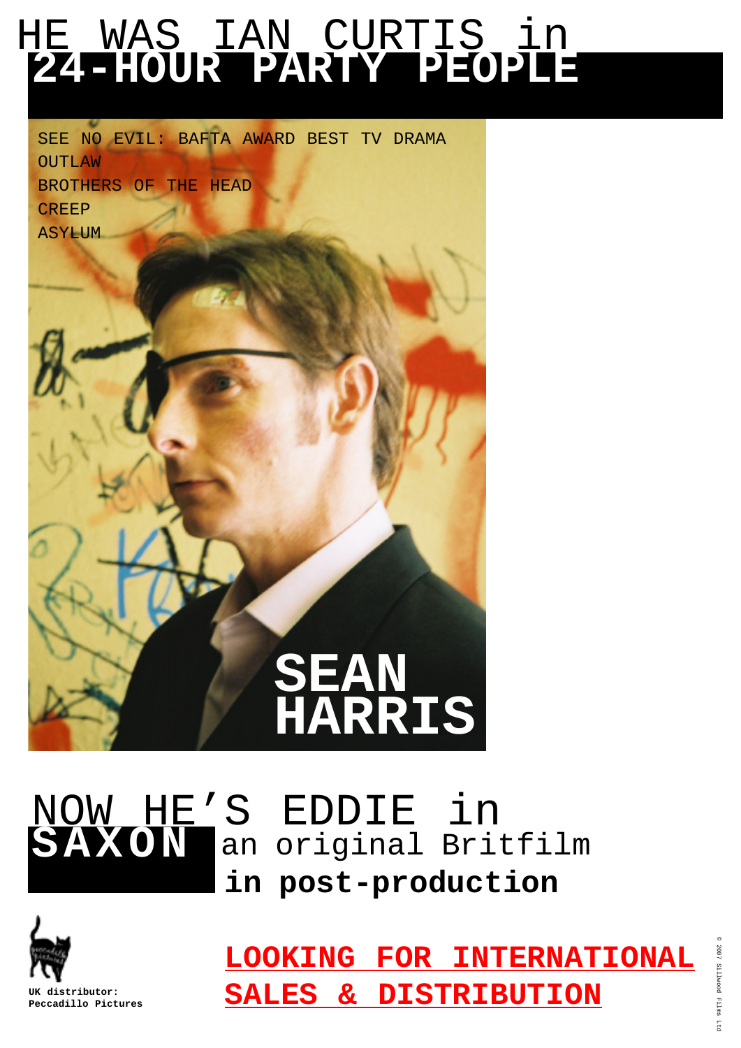# HE WAS IAN CURTIS in **24-HOUR PARTY PEOPLE**

SEE NO EVIL: BAFTA AWARD BEST TV DRAMA
OUTLAW
BROTHERS OF THE HEAD
CREEP
ASYLUM

**SEAN HARRIS**

# NOW HE'S EDDIE in **SAXON**

an original Britfilm
**in post-production**

**UK distributor:**
**Peccadillo Pictures**

**LOOKING FOR INTERNATIONAL SALES & DISTRIBUTION**

© 2007 Sillwood Films Ltd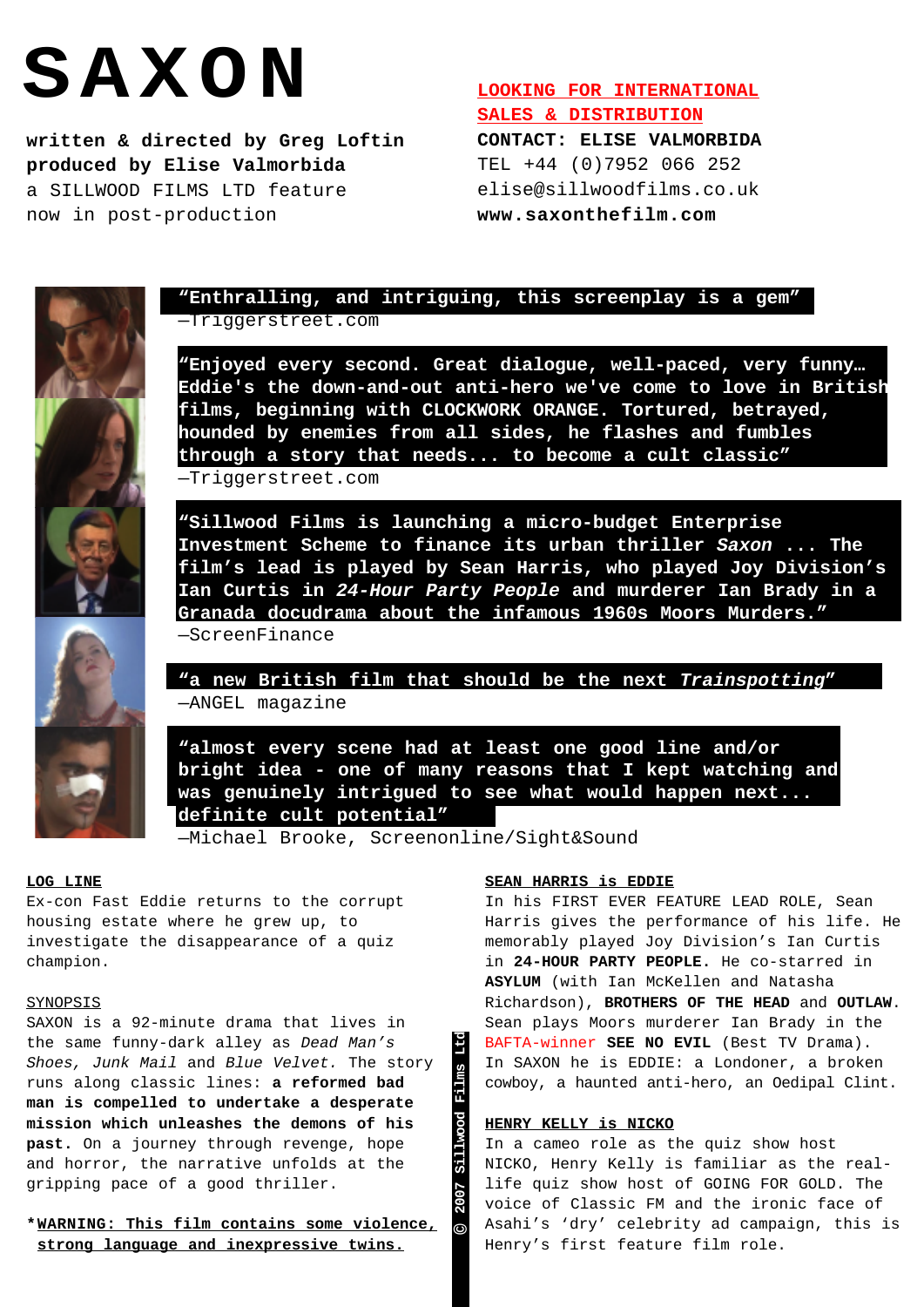# SAXON

**written & directed by Greg Loftin**
**produced by Elise Valmorbida**
a SILLWOOD FILMS LTD feature
now in post-production

**LOOKING FOR INTERNATIONAL SALES & DISTRIBUTION**
**CONTACT: ELISE VALMORBIDA**
TEL +44 (0)7952 066 252
elise@sillwoodfilms.co.uk
**www.saxonthefilm.com**

**"Enthralling, and intriguing, this screenplay is a gem"**
—Triggerstreet.com

**"Enjoyed every second. Great dialogue, well-paced, very funny… Eddie's the down-and-out anti-hero we've come to love in British films, beginning with CLOCKWORK ORANGE. Tortured, betrayed, hounded by enemies from all sides, he flashes and fumbles through a story that needs... to become a cult classic"**
—Triggerstreet.com

**"Sillwood Films is launching a micro-budget Enterprise Investment Scheme to finance its urban thriller *Saxon* ... The film's lead is played by Sean Harris, who played Joy Division's Ian Curtis in *24-Hour Party People* and murderer Ian Brady in a Granada docudrama about the infamous 1960s Moors Murders."**
—ScreenFinance

**"a new British film that should be the next *Trainspotting*"**
—ANGEL magazine

**"almost every scene had at least one good line and/or bright idea - one of many reasons that I kept watching and was genuinely intrigued to see what would happen next... definite cult potential"**
—Michael Brooke, Screenonline/Sight&Sound

## LOG LINE

Ex-con Fast Eddie returns to the corrupt housing estate where he grew up, to investigate the disappearance of a quiz champion.

## SYNOPSIS

SAXON is a 92-minute drama that lives in the same funny-dark alley as *Dead Man's Shoes, Junk Mail* and *Blue Velvet.* The story runs along classic lines: **a reformed bad man is compelled to undertake a desperate mission which unleashes the demons of his past.** On a journey through revenge, hope and horror, the narrative unfolds at the gripping pace of a good thriller.

***WARNING: This film contains some violence, strong language and inexpressive twins.**

© 2007 Sillwood Films Ltd

## SEAN HARRIS is EDDIE

In his FIRST EVER FEATURE LEAD ROLE, Sean Harris gives the performance of his life. He memorably played Joy Division's Ian Curtis in **24-HOUR PARTY PEOPLE.** He co-starred in **ASYLUM** (with Ian McKellen and Natasha Richardson), **BROTHERS OF THE HEAD** and **OUTLAW**. Sean plays Moors murderer Ian Brady in the BAFTA-winner **SEE NO EVIL** (Best TV Drama). In SAXON he is EDDIE: a Londoner, a broken cowboy, a haunted anti-hero, an Oedipal Clint.

## HENRY KELLY is NICKO

In a cameo role as the quiz show host NICKO, Henry Kelly is familiar as the real-life quiz show host of GOING FOR GOLD. The voice of Classic FM and the ironic face of Asahi's 'dry' celebrity ad campaign, this is Henry's first feature film role.